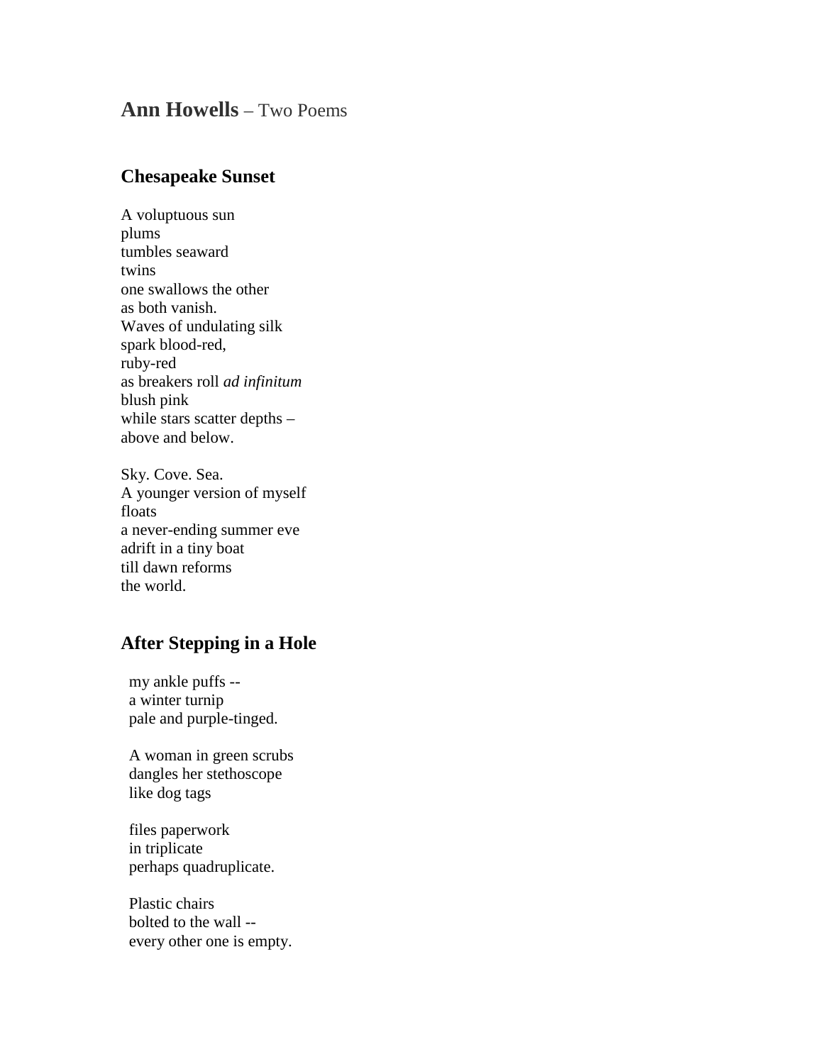# **Ann Howells** – Two Poems

## Chesapeake Sunset

A voluptuous sun  
plums  
tumbles seaward  
twins  
one swallows the other  
as both vanish.  
Waves of undulating silk  
spark blood-red,  
ruby-red  
as breakers roll *ad infinitum*  
blush pink  
while stars scatter depths –  
above and below.

Sky. Cove. Sea.  
A younger version of myself  
floats  
a never-ending summer eve  
adrift in a tiny boat  
till dawn reforms  
the world.

## After Stepping in a Hole

my ankle puffs --  
a winter turnip  
pale and purple-tinged.

A woman in green scrubs  
dangles her stethoscope  
like dog tags

files paperwork  
in triplicate  
perhaps quadruplicate.

Plastic chairs  
bolted to the wall --  
every other one is empty.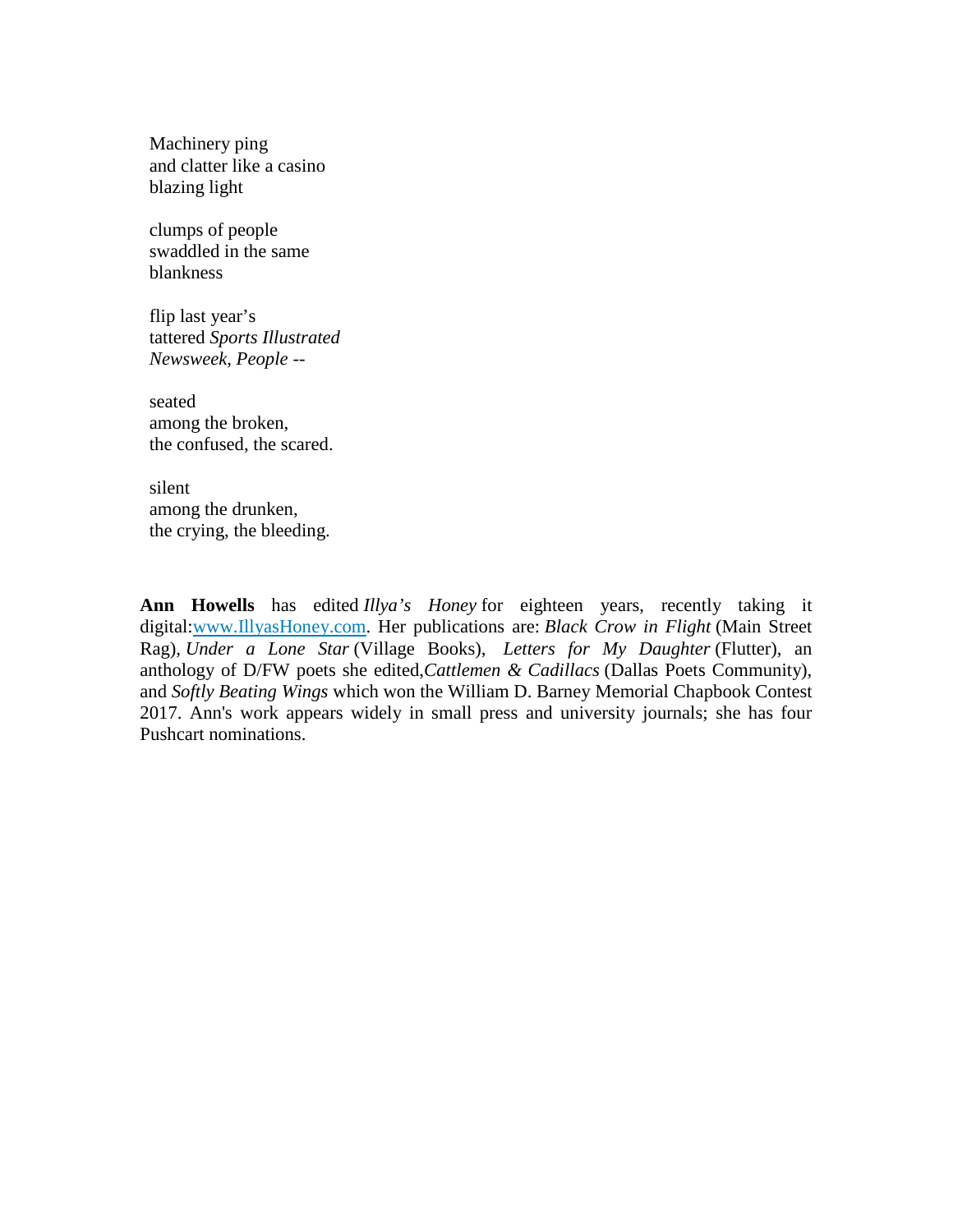Machinery ping  
and clatter like a casino  
blazing light

clumps of people  
swaddled in the same  
blankness

flip last year's  
tattered *Sports Illustrated*  
*Newsweek, People* --

seated  
among the broken,  
the confused, the scared.

silent  
among the drunken,  
the crying, the bleeding.

**Ann Howells** has edited *Illya's Honey* for eighteen years, recently taking it digital:[www.IllyasHoney.com](http://www.IllyasHoney.com). Her publications are: *Black Crow in Flight* (Main Street Rag), *Under a Lone Star* (Village Books), *Letters for My Daughter* (Flutter), an anthology of D/FW poets she edited,*Cattlemen & Cadillacs* (Dallas Poets Community), and *Softly Beating Wings* which won the William D. Barney Memorial Chapbook Contest 2017. Ann's work appears widely in small press and university journals; she has four Pushcart nominations.